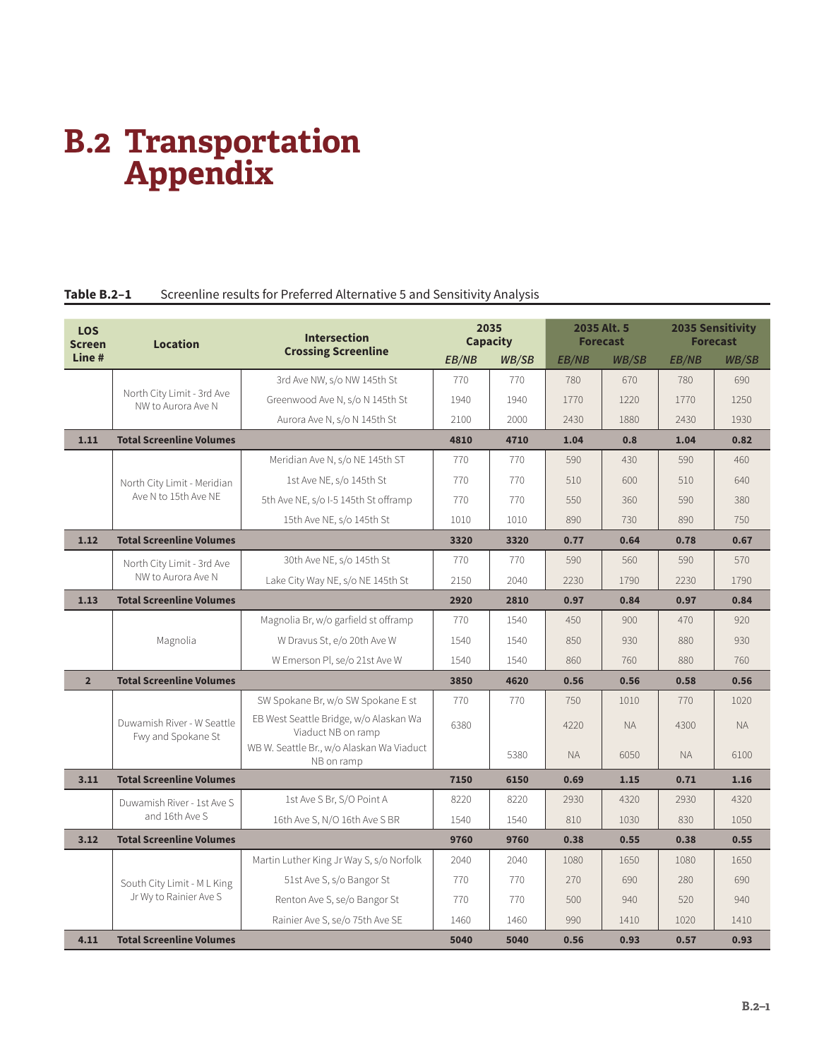# B.2 Transportation Appendix

**Table B.2–1** Screenline results for Preferred Alternative 5 and Sensitivity Analysis

| LOS Screen Line # | Location | Intersection Crossing Screenline | 2035 Capacity | | 2035 Alt. 5 Forecast | | 2035 Sensitivity Forecast | |
|---|---|---|---|---|---|---|---|---|
| | | | *EB/NB* | *WB/SB* | *EB/NB* | *WB/SB* | *EB/NB* | *WB/SB* |
| | North City Limit - 3rd Ave NW to Aurora Ave N | 3rd Ave NW, s/o NW 145th St | 770 | 770 | 780 | 670 | 780 | 690 |
| | | Greenwood Ave N, s/o N 145th St | 1940 | 1940 | 1770 | 1220 | 1770 | 1250 |
| | | Aurora Ave N, s/o N 145th St | 2100 | 2000 | 2430 | 1880 | 2430 | 1930 |
| **1.11** | **Total Screenline Volumes** | | **4810** | **4710** | **1.04** | **0.8** | **1.04** | **0.82** |
| | North City Limit - Meridian Ave N to 15th Ave NE | Meridian Ave N, s/o NE 145th ST | 770 | 770 | 590 | 430 | 590 | 460 |
| | | 1st Ave NE, s/o 145th St | 770 | 770 | 510 | 600 | 510 | 640 |
| | | 5th Ave NE, s/o I-5 145th St offramp | 770 | 770 | 550 | 360 | 590 | 380 |
| | | 15th Ave NE, s/o 145th St | 1010 | 1010 | 890 | 730 | 890 | 750 |
| **1.12** | **Total Screenline Volumes** | | **3320** | **3320** | **0.77** | **0.64** | **0.78** | **0.67** |
| | North City Limit - 3rd Ave NW to Aurora Ave N | 30th Ave NE, s/o 145th St | 770 | 770 | 590 | 560 | 590 | 570 |
| | | Lake City Way NE, s/o NE 145th St | 2150 | 2040 | 2230 | 1790 | 2230 | 1790 |
| **1.13** | **Total Screenline Volumes** | | **2920** | **2810** | **0.97** | **0.84** | **0.97** | **0.84** |
| | Magnolia | Magnolia Br, w/o garfield st offramp | 770 | 1540 | 450 | 900 | 470 | 920 |
| | | W Dravus St, e/o 20th Ave W | 1540 | 1540 | 850 | 930 | 880 | 930 |
| | | W Emerson Pl, se/o 21st Ave W | 1540 | 1540 | 860 | 760 | 880 | 760 |
| **2** | **Total Screenline Volumes** | | **3850** | **4620** | **0.56** | **0.56** | **0.58** | **0.56** |
| | Duwamish River - W Seattle Fwy and Spokane St | SW Spokane Br, w/o SW Spokane E st | 770 | 770 | 750 | 1010 | 770 | 1020 |
| | | EB West Seattle Bridge, w/o Alaskan Wa Viaduct NB on ramp | 6380 | | 4220 | NA | 4300 | NA |
| | | WB W. Seattle Br., w/o Alaskan Wa Viaduct NB on ramp | | 5380 | NA | 6050 | NA | 6100 |
| **3.11** | **Total Screenline Volumes** | | **7150** | **6150** | **0.69** | **1.15** | **0.71** | **1.16** |
| | Duwamish River - 1st Ave S and 16th Ave S | 1st Ave S Br, S/O Point A | 8220 | 8220 | 2930 | 4320 | 2930 | 4320 |
| | | 16th Ave S, N/O 16th Ave S BR | 1540 | 1540 | 810 | 1030 | 830 | 1050 |
| **3.12** | **Total Screenline Volumes** | | **9760** | **9760** | **0.38** | **0.55** | **0.38** | **0.55** |
| | South City Limit - M L King Jr Wy to Rainier Ave S | Martin Luther King Jr Way S, s/o Norfolk | 2040 | 2040 | 1080 | 1650 | 1080 | 1650 |
| | | 51st Ave S, s/o Bangor St | 770 | 770 | 270 | 690 | 280 | 690 |
| | | Renton Ave S, se/o Bangor St | 770 | 770 | 500 | 940 | 520 | 940 |
| | | Rainier Ave S, se/o 75th Ave SE | 1460 | 1460 | 990 | 1410 | 1020 | 1410 |
| **4.11** | **Total Screenline Volumes** | | **5040** | **5040** | **0.56** | **0.93** | **0.57** | **0.93** |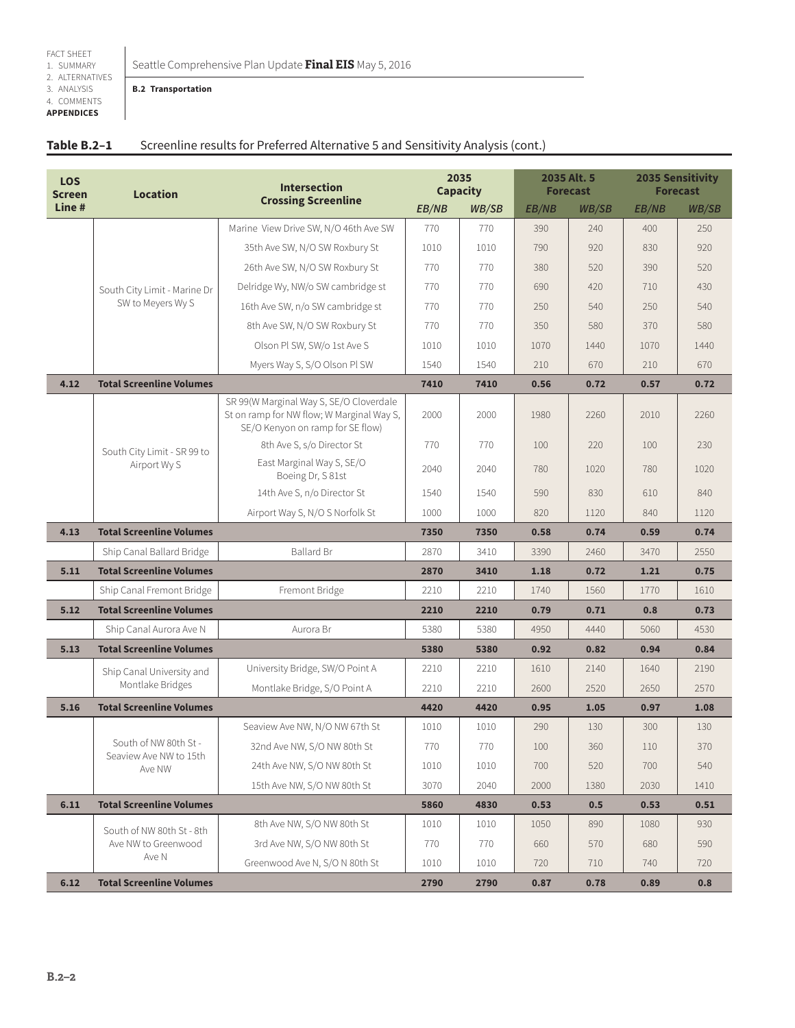**Table B.2–1** Screenline results for Preferred Alternative 5 and Sensitivity Analysis (cont.)

| LOS Screen Line # | Location | Intersection Crossing Screenline | 2035 Capacity | | 2035 Alt. 5 Forecast | | 2035 Sensitivity Forecast | |
|---|---|---|---|---|---|---|---|---|
| | | | EB/NB | WB/SB | EB/NB | WB/SB | EB/NB | WB/SB |
| | South City Limit - Marine Dr SW to Meyers Wy S | Marine View Drive SW, N/O 46th Ave SW | 770 | 770 | 390 | 240 | 400 | 250 |
| | | 35th Ave SW, N/O SW Roxbury St | 1010 | 1010 | 790 | 920 | 830 | 920 |
| | | 26th Ave SW, N/O SW Roxbury St | 770 | 770 | 380 | 520 | 390 | 520 |
| | | Delridge Wy, NW/o SW cambridge st | 770 | 770 | 690 | 420 | 710 | 430 |
| | | 16th Ave SW, n/o SW cambridge st | 770 | 770 | 250 | 540 | 250 | 540 |
| | | 8th Ave SW, N/O SW Roxbury St | 770 | 770 | 350 | 580 | 370 | 580 |
| | | Olson Pl SW, SW/o 1st Ave S | 1010 | 1010 | 1070 | 1440 | 1070 | 1440 |
| | | Myers Way S, S/O Olson Pl SW | 1540 | 1540 | 210 | 670 | 210 | 670 |
| **4.12** | **Total Screenline Volumes** | | **7410** | **7410** | **0.56** | **0.72** | **0.57** | **0.72** |
| | South City Limit - SR 99 to Airport Wy S | SR 99(W Marginal Way S, SE/O Cloverdale St on ramp for NW flow; W Marginal Way S, SE/O Kenyon on ramp for SE flow) | 2000 | 2000 | 1980 | 2260 | 2010 | 2260 |
| | | 8th Ave S, s/o Director St | 770 | 770 | 100 | 220 | 100 | 230 |
| | | East Marginal Way S, SE/O Boeing Dr, S 81st | 2040 | 2040 | 780 | 1020 | 780 | 1020 |
| | | 14th Ave S, n/o Director St | 1540 | 1540 | 590 | 830 | 610 | 840 |
| | | Airport Way S, N/O S Norfolk St | 1000 | 1000 | 820 | 1120 | 840 | 1120 |
| **4.13** | **Total Screenline Volumes** | | **7350** | **7350** | **0.58** | **0.74** | **0.59** | **0.74** |
| | Ship Canal Ballard Bridge | Ballard Br | 2870 | 3410 | 3390 | 2460 | 3470 | 2550 |
| **5.11** | **Total Screenline Volumes** | | **2870** | **3410** | **1.18** | **0.72** | **1.21** | **0.75** |
| | Ship Canal Fremont Bridge | Fremont Bridge | 2210 | 2210 | 1740 | 1560 | 1770 | 1610 |
| **5.12** | **Total Screenline Volumes** | | **2210** | **2210** | **0.79** | **0.71** | **0.8** | **0.73** |
| | Ship Canal Aurora Ave N | Aurora Br | 5380 | 5380 | 4950 | 4440 | 5060 | 4530 |
| **5.13** | **Total Screenline Volumes** | | **5380** | **5380** | **0.92** | **0.82** | **0.94** | **0.84** |
| | Ship Canal University and Montlake Bridges | University Bridge, SW/O Point A | 2210 | 2210 | 1610 | 2140 | 1640 | 2190 |
| | | Montlake Bridge, S/O Point A | 2210 | 2210 | 2600 | 2520 | 2650 | 2570 |
| **5.16** | **Total Screenline Volumes** | | **4420** | **4420** | **0.95** | **1.05** | **0.97** | **1.08** |
| | South of NW 80th St - Seaview Ave NW to 15th Ave NW | Seaview Ave NW, N/O NW 67th St | 1010 | 1010 | 290 | 130 | 300 | 130 |
| | | 32nd Ave NW, S/O NW 80th St | 770 | 770 | 100 | 360 | 110 | 370 |
| | | 24th Ave NW, S/O NW 80th St | 1010 | 1010 | 700 | 520 | 700 | 540 |
| | | 15th Ave NW, S/O NW 80th St | 3070 | 2040 | 2000 | 1380 | 2030 | 1410 |
| **6.11** | **Total Screenline Volumes** | | **5860** | **4830** | **0.53** | **0.5** | **0.53** | **0.51** |
| | South of NW 80th St - 8th Ave NW to Greenwood Ave N | 8th Ave NW, S/O NW 80th St | 1010 | 1010 | 1050 | 890 | 1080 | 930 |
| | | 3rd Ave NW, S/O NW 80th St | 770 | 770 | 660 | 570 | 680 | 590 |
| | | Greenwood Ave N, S/O N 80th St | 1010 | 1010 | 720 | 710 | 740 | 720 |
| **6.12** | **Total Screenline Volumes** | | **2790** | **2790** | **0.87** | **0.78** | **0.89** | **0.8** |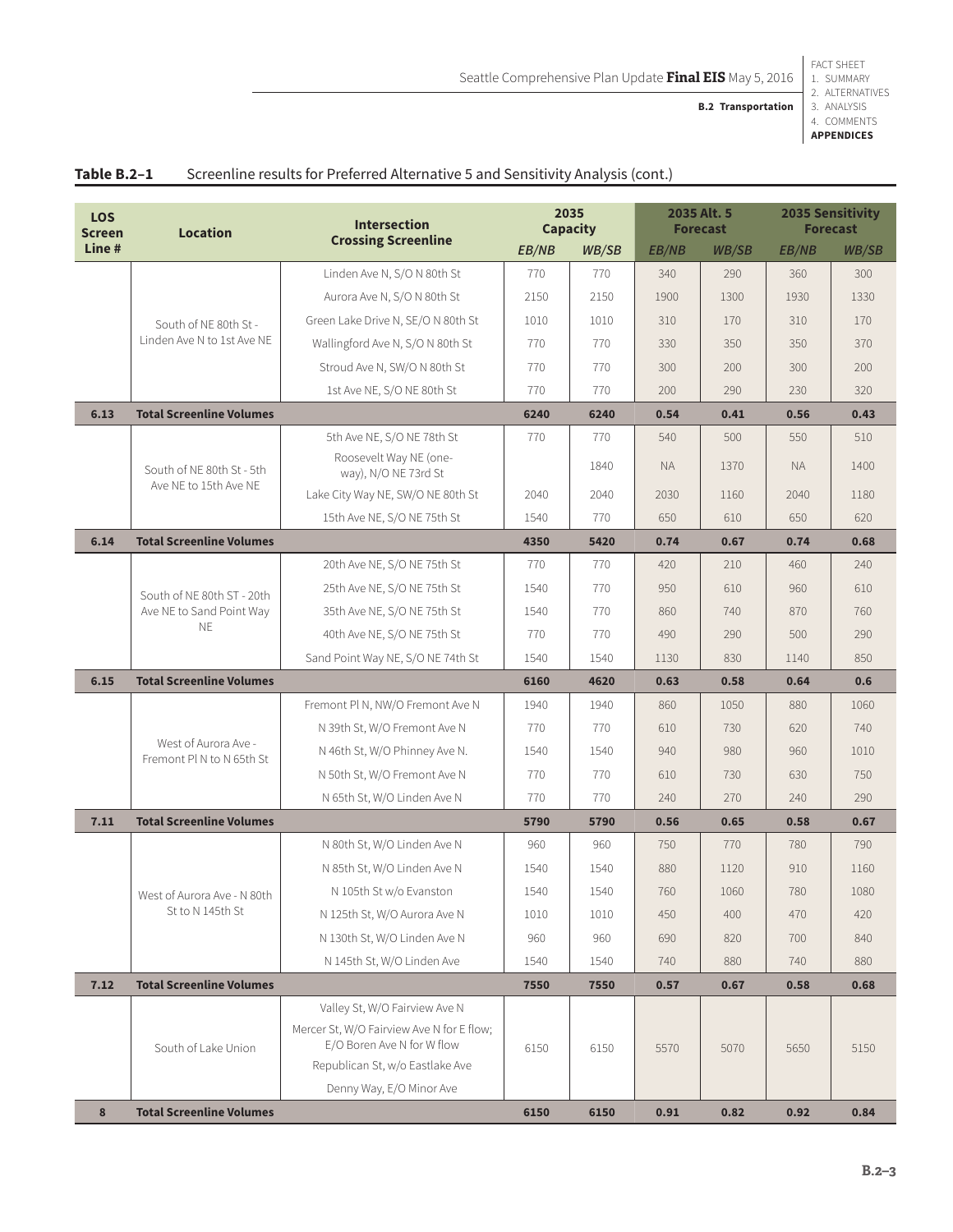**Table B.2–1** Screenline results for Preferred Alternative 5 and Sensitivity Analysis (cont.)

| LOS Screen Line # | Location | Intersection Crossing Screenline | 2035 Capacity | | 2035 Alt. 5 Forecast | | 2035 Sensitivity Forecast | |
|---|---|---|---|---|---|---|---|---|
| | | | *EB/NB* | *WB/SB* | *EB/NB* | *WB/SB* | *EB/NB* | *WB/SB* |
| | South of NE 80th St - Linden Ave N to 1st Ave NE | Linden Ave N, S/O N 80th St | 770 | 770 | 340 | 290 | 360 | 300 |
| | | Aurora Ave N, S/O N 80th St | 2150 | 2150 | 1900 | 1300 | 1930 | 1330 |
| | | Green Lake Drive N, SE/O N 80th St | 1010 | 1010 | 310 | 170 | 310 | 170 |
| | | Wallingford Ave N, S/O N 80th St | 770 | 770 | 330 | 350 | 350 | 370 |
| | | Stroud Ave N, SW/O N 80th St | 770 | 770 | 300 | 200 | 300 | 200 |
| | | 1st Ave NE, S/O NE 80th St | 770 | 770 | 200 | 290 | 230 | 320 |
| **6.13** | **Total Screenline Volumes** | | **6240** | **6240** | **0.54** | **0.41** | **0.56** | **0.43** |
| | South of NE 80th St - 5th Ave NE to 15th Ave NE | 5th Ave NE, S/O NE 78th St | 770 | 770 | 540 | 500 | 550 | 510 |
| | | Roosevelt Way NE (one-way), N/O NE 73rd St | | 1840 | NA | 1370 | NA | 1400 |
| | | Lake City Way NE, SW/O NE 80th St | 2040 | 2040 | 2030 | 1160 | 2040 | 1180 |
| | | 15th Ave NE, S/O NE 75th St | 1540 | 770 | 650 | 610 | 650 | 620 |
| **6.14** | **Total Screenline Volumes** | | **4350** | **5420** | **0.74** | **0.67** | **0.74** | **0.68** |
| | South of NE 80th ST - 20th Ave NE to Sand Point Way NE | 20th Ave NE, S/O NE 75th St | 770 | 770 | 420 | 210 | 460 | 240 |
| | | 25th Ave NE, S/O NE 75th St | 1540 | 770 | 950 | 610 | 960 | 610 |
| | | 35th Ave NE, S/O NE 75th St | 1540 | 770 | 860 | 740 | 870 | 760 |
| | | 40th Ave NE, S/O NE 75th St | 770 | 770 | 490 | 290 | 500 | 290 |
| | | Sand Point Way NE, S/O NE 74th St | 1540 | 1540 | 1130 | 830 | 1140 | 850 |
| **6.15** | **Total Screenline Volumes** | | **6160** | **4620** | **0.63** | **0.58** | **0.64** | **0.6** |
| | West of Aurora Ave - Fremont Pl N to N 65th St | Fremont Pl N, NW/O Fremont Ave N | 1940 | 1940 | 860 | 1050 | 880 | 1060 |
| | | N 39th St, W/O Fremont Ave N | 770 | 770 | 610 | 730 | 620 | 740 |
| | | N 46th St, W/O Phinney Ave N. | 1540 | 1540 | 940 | 980 | 960 | 1010 |
| | | N 50th St, W/O Fremont Ave N | 770 | 770 | 610 | 730 | 630 | 750 |
| | | N 65th St, W/O Linden Ave N | 770 | 770 | 240 | 270 | 240 | 290 |
| **7.11** | **Total Screenline Volumes** | | **5790** | **5790** | **0.56** | **0.65** | **0.58** | **0.67** |
| | West of Aurora Ave - N 80th St to N 145th St | N 80th St, W/O Linden Ave N | 960 | 960 | 750 | 770 | 780 | 790 |
| | | N 85th St, W/O Linden Ave N | 1540 | 1540 | 880 | 1120 | 910 | 1160 |
| | | N 105th St w/o Evanston | 1540 | 1540 | 760 | 1060 | 780 | 1080 |
| | | N 125th St, W/O Aurora Ave N | 1010 | 1010 | 450 | 400 | 470 | 420 |
| | | N 130th St, W/O Linden Ave N | 960 | 960 | 690 | 820 | 700 | 840 |
| | | N 145th St, W/O Linden Ave | 1540 | 1540 | 740 | 880 | 740 | 880 |
| **7.12** | **Total Screenline Volumes** | | **7550** | **7550** | **0.57** | **0.67** | **0.58** | **0.68** |
| | South of Lake Union | Valley St, W/O Fairview Ave N; Mercer St, W/O Fairview Ave N for E flow; E/O Boren Ave N for W flow; Republican St, w/o Eastlake Ave; Denny Way, E/O Minor Ave | 6150 | 6150 | 5570 | 5070 | 5650 | 5150 |
| **8** | **Total Screenline Volumes** | | **6150** | **6150** | **0.91** | **0.82** | **0.92** | **0.84** |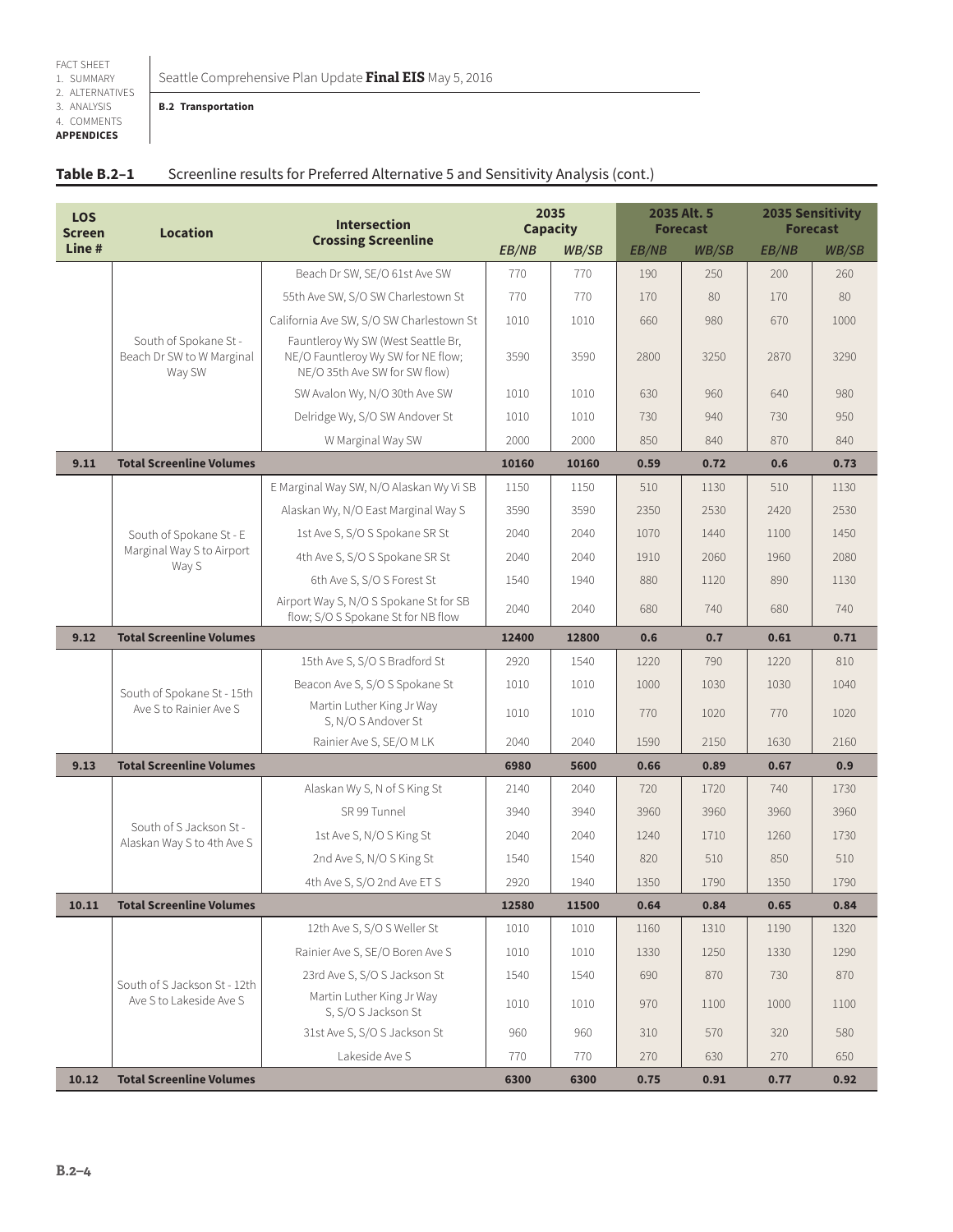**Table B.2–1** Screenline results for Preferred Alternative 5 and Sensitivity Analysis (cont.)

| LOS Screen Line # | Location | Intersection Crossing Screenline | 2035 Capacity | | 2035 Alt. 5 Forecast | | 2035 Sensitivity Forecast | |
|---|---|---|---|---|---|---|---|---|
| | | | *EB/NB* | *WB/SB* | *EB/NB* | *WB/SB* | *EB/NB* | *WB/SB* |
| | South of Spokane St - Beach Dr SW to W Marginal Way SW | Beach Dr SW, SE/O 61st Ave SW | 770 | 770 | 190 | 250 | 200 | 260 |
| | | 55th Ave SW, S/O SW Charlestown St | 770 | 770 | 170 | 80 | 170 | 80 |
| | | California Ave SW, S/O SW Charlestown St | 1010 | 1010 | 660 | 980 | 670 | 1000 |
| | | Fauntleroy Wy SW (West Seattle Br, NE/O Fauntleroy Wy SW for NE flow; NE/O 35th Ave SW for SW flow) | 3590 | 3590 | 2800 | 3250 | 2870 | 3290 |
| | | SW Avalon Wy, N/O 30th Ave SW | 1010 | 1010 | 630 | 960 | 640 | 980 |
| | | Delridge Wy, S/O SW Andover St | 1010 | 1010 | 730 | 940 | 730 | 950 |
| | | W Marginal Way SW | 2000 | 2000 | 850 | 840 | 870 | 840 |
| **9.11** | **Total Screenline Volumes** | | **10160** | **10160** | **0.59** | **0.72** | **0.6** | **0.73** |
| | South of Spokane St - E Marginal Way S to Airport Way S | E Marginal Way SW, N/O Alaskan Wy Vi SB | 1150 | 1150 | 510 | 1130 | 510 | 1130 |
| | | Alaskan Wy, N/O East Marginal Way S | 3590 | 3590 | 2350 | 2530 | 2420 | 2530 |
| | | 1st Ave S, S/O S Spokane SR St | 2040 | 2040 | 1070 | 1440 | 1100 | 1450 |
| | | 4th Ave S, S/O S Spokane SR St | 2040 | 2040 | 1910 | 2060 | 1960 | 2080 |
| | | 6th Ave S, S/O S Forest St | 1540 | 1940 | 880 | 1120 | 890 | 1130 |
| | | Airport Way S, N/O S Spokane St for SB flow; S/O S Spokane St for NB flow | 2040 | 2040 | 680 | 740 | 680 | 740 |
| **9.12** | **Total Screenline Volumes** | | **12400** | **12800** | **0.6** | **0.7** | **0.61** | **0.71** |
| | South of Spokane St - 15th Ave S to Rainier Ave S | 15th Ave S, S/O S Bradford St | 2920 | 1540 | 1220 | 790 | 1220 | 810 |
| | | Beacon Ave S, S/O S Spokane St | 1010 | 1010 | 1000 | 1030 | 1030 | 1040 |
| | | Martin Luther King Jr Way S, N/O S Andover St | 1010 | 1010 | 770 | 1020 | 770 | 1020 |
| | | Rainier Ave S, SE/O M LK | 2040 | 2040 | 1590 | 2150 | 1630 | 2160 |
| **9.13** | **Total Screenline Volumes** | | **6980** | **5600** | **0.66** | **0.89** | **0.67** | **0.9** |
| | South of S Jackson St - Alaskan Way S to 4th Ave S | Alaskan Wy S, N of S King St | 2140 | 2040 | 720 | 1720 | 740 | 1730 |
| | | SR 99 Tunnel | 3940 | 3940 | 3960 | 3960 | 3960 | 3960 |
| | | 1st Ave S, N/O S King St | 2040 | 2040 | 1240 | 1710 | 1260 | 1730 |
| | | 2nd Ave S, N/O S King St | 1540 | 1540 | 820 | 510 | 850 | 510 |
| | | 4th Ave S, S/O 2nd Ave ET S | 2920 | 1940 | 1350 | 1790 | 1350 | 1790 |
| **10.11** | **Total Screenline Volumes** | | **12580** | **11500** | **0.64** | **0.84** | **0.65** | **0.84** |
| | South of S Jackson St - 12th Ave S to Lakeside Ave S | 12th Ave S, S/O S Weller St | 1010 | 1010 | 1160 | 1310 | 1190 | 1320 |
| | | Rainier Ave S, SE/O Boren Ave S | 1010 | 1010 | 1330 | 1250 | 1330 | 1290 |
| | | 23rd Ave S, S/O S Jackson St | 1540 | 1540 | 690 | 870 | 730 | 870 |
| | | Martin Luther King Jr Way S, S/O S Jackson St | 1010 | 1010 | 970 | 1100 | 1000 | 1100 |
| | | 31st Ave S, S/O S Jackson St | 960 | 960 | 310 | 570 | 320 | 580 |
| | | Lakeside Ave S | 770 | 770 | 270 | 630 | 270 | 650 |
| **10.12** | **Total Screenline Volumes** | | **6300** | **6300** | **0.75** | **0.91** | **0.77** | **0.92** |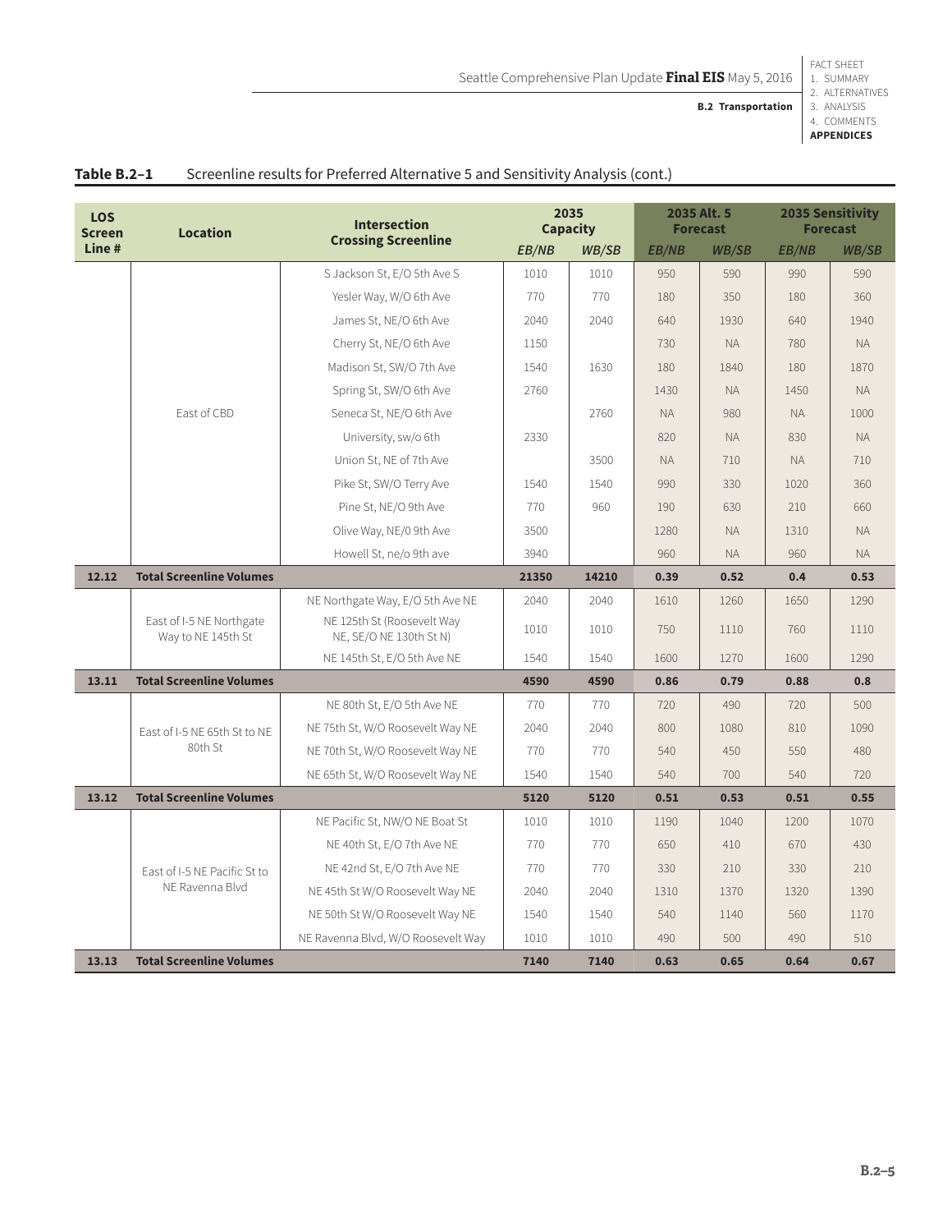**Table B.2–1** Screenline results for Preferred Alternative 5 and Sensitivity Analysis (cont.)

| LOS Screen Line # | Location | Intersection Crossing Screenline | 2035 Capacity | | 2035 Alt. 5 Forecast | | 2035 Sensitivity Forecast | |
|---|---|---|---|---|---|---|---|---|
| | | | *EB/NB* | *WB/SB* | *EB/NB* | *WB/SB* | *EB/NB* | *WB/SB* |
| | East of CBD | S Jackson St, E/O 5th Ave S | 1010 | 1010 | 950 | 590 | 990 | 590 |
| | | Yesler Way, W/O 6th Ave | 770 | 770 | 180 | 350 | 180 | 360 |
| | | James St, NE/O 6th Ave | 2040 | 2040 | 640 | 1930 | 640 | 1940 |
| | | Cherry St, NE/O 6th Ave | 1150 | | 730 | NA | 780 | NA |
| | | Madison St, SW/O 7th Ave | 1540 | 1630 | 180 | 1840 | 180 | 1870 |
| | | Spring St, SW/O 6th Ave | 2760 | | 1430 | NA | 1450 | NA |
| | | Seneca St, NE/O 6th Ave | | 2760 | NA | 980 | NA | 1000 |
| | | University, sw/o 6th | 2330 | | 820 | NA | 830 | NA |
| | | Union St, NE of 7th Ave | | 3500 | NA | 710 | NA | 710 |
| | | Pike St, SW/O Terry Ave | 1540 | 1540 | 990 | 330 | 1020 | 360 |
| | | Pine St, NE/O 9th Ave | 770 | 960 | 190 | 630 | 210 | 660 |
| | | Olive Way, NE/0 9th Ave | 3500 | | 1280 | NA | 1310 | NA |
| | | Howell St, ne/o 9th ave | 3940 | | 960 | NA | 960 | NA |
| **12.12** | **Total Screenline Volumes** | | **21350** | **14210** | **0.39** | **0.52** | **0.4** | **0.53** |
| | East of I-5 NE Northgate Way to NE 145th St | NE Northgate Way, E/O 5th Ave NE | 2040 | 2040 | 1610 | 1260 | 1650 | 1290 |
| | | NE 125th St (Roosevelt Way NE, SE/O NE 130th St N) | 1010 | 1010 | 750 | 1110 | 760 | 1110 |
| | | NE 145th St, E/O 5th Ave NE | 1540 | 1540 | 1600 | 1270 | 1600 | 1290 |
| **13.11** | **Total Screenline Volumes** | | **4590** | **4590** | **0.86** | **0.79** | **0.88** | **0.8** |
| | East of I-5 NE 65th St to NE 80th St | NE 80th St, E/O 5th Ave NE | 770 | 770 | 720 | 490 | 720 | 500 |
| | | NE 75th St, W/O Roosevelt Way NE | 2040 | 2040 | 800 | 1080 | 810 | 1090 |
| | | NE 70th St, W/O Roosevelt Way NE | 770 | 770 | 540 | 450 | 550 | 480 |
| | | NE 65th St, W/O Roosevelt Way NE | 1540 | 1540 | 540 | 700 | 540 | 720 |
| **13.12** | **Total Screenline Volumes** | | **5120** | **5120** | **0.51** | **0.53** | **0.51** | **0.55** |
| | East of I-5 NE Pacific St to NE Ravenna Blvd | NE Pacific St, NW/O NE Boat St | 1010 | 1010 | 1190 | 1040 | 1200 | 1070 |
| | | NE 40th St, E/O 7th Ave NE | 770 | 770 | 650 | 410 | 670 | 430 |
| | | NE 42nd St, E/O 7th Ave NE | 770 | 770 | 330 | 210 | 330 | 210 |
| | | NE 45th St W/O Roosevelt Way NE | 2040 | 2040 | 1310 | 1370 | 1320 | 1390 |
| | | NE 50th St W/O Roosevelt Way NE | 1540 | 1540 | 540 | 1140 | 560 | 1170 |
| | | NE Ravenna Blvd, W/O Roosevelt Way | 1010 | 1010 | 490 | 500 | 490 | 510 |
| **13.13** | **Total Screenline Volumes** | | **7140** | **7140** | **0.63** | **0.65** | **0.64** | **0.67** |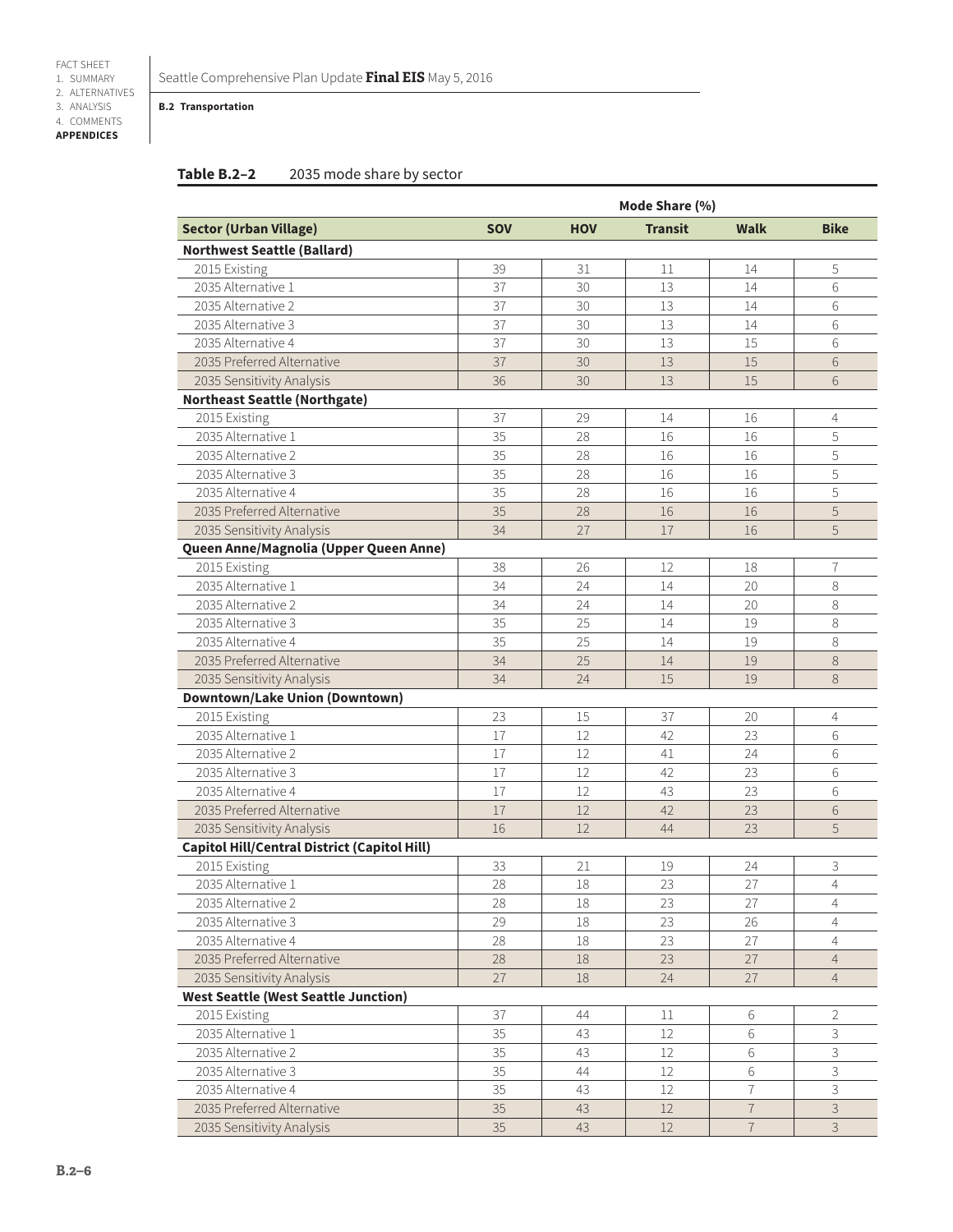**B.2 Transportation**

**Table B.2–2** 2035 mode share by sector

| | Mode Share (%) | | | | |
|---|---|---|---|---|---|
| **Sector (Urban Village)** | **SOV** | **HOV** | **Transit** | **Walk** | **Bike** |
| **Northwest Seattle (Ballard)** | | | | | |
| 2015 Existing | 39 | 31 | 11 | 14 | 5 |
| 2035 Alternative 1 | 37 | 30 | 13 | 14 | 6 |
| 2035 Alternative 2 | 37 | 30 | 13 | 14 | 6 |
| 2035 Alternative 3 | 37 | 30 | 13 | 14 | 6 |
| 2035 Alternative 4 | 37 | 30 | 13 | 15 | 6 |
| 2035 Preferred Alternative | 37 | 30 | 13 | 15 | 6 |
| 2035 Sensitivity Analysis | 36 | 30 | 13 | 15 | 6 |
| **Northeast Seattle (Northgate)** | | | | | |
| 2015 Existing | 37 | 29 | 14 | 16 | 4 |
| 2035 Alternative 1 | 35 | 28 | 16 | 16 | 5 |
| 2035 Alternative 2 | 35 | 28 | 16 | 16 | 5 |
| 2035 Alternative 3 | 35 | 28 | 16 | 16 | 5 |
| 2035 Alternative 4 | 35 | 28 | 16 | 16 | 5 |
| 2035 Preferred Alternative | 35 | 28 | 16 | 16 | 5 |
| 2035 Sensitivity Analysis | 34 | 27 | 17 | 16 | 5 |
| **Queen Anne/Magnolia (Upper Queen Anne)** | | | | | |
| 2015 Existing | 38 | 26 | 12 | 18 | 7 |
| 2035 Alternative 1 | 34 | 24 | 14 | 20 | 8 |
| 2035 Alternative 2 | 34 | 24 | 14 | 20 | 8 |
| 2035 Alternative 3 | 35 | 25 | 14 | 19 | 8 |
| 2035 Alternative 4 | 35 | 25 | 14 | 19 | 8 |
| 2035 Preferred Alternative | 34 | 25 | 14 | 19 | 8 |
| 2035 Sensitivity Analysis | 34 | 24 | 15 | 19 | 8 |
| **Downtown/Lake Union (Downtown)** | | | | | |
| 2015 Existing | 23 | 15 | 37 | 20 | 4 |
| 2035 Alternative 1 | 17 | 12 | 42 | 23 | 6 |
| 2035 Alternative 2 | 17 | 12 | 41 | 24 | 6 |
| 2035 Alternative 3 | 17 | 12 | 42 | 23 | 6 |
| 2035 Alternative 4 | 17 | 12 | 43 | 23 | 6 |
| 2035 Preferred Alternative | 17 | 12 | 42 | 23 | 6 |
| 2035 Sensitivity Analysis | 16 | 12 | 44 | 23 | 5 |
| **Capitol Hill/Central District (Capitol Hill)** | | | | | |
| 2015 Existing | 33 | 21 | 19 | 24 | 3 |
| 2035 Alternative 1 | 28 | 18 | 23 | 27 | 4 |
| 2035 Alternative 2 | 28 | 18 | 23 | 27 | 4 |
| 2035 Alternative 3 | 29 | 18 | 23 | 26 | 4 |
| 2035 Alternative 4 | 28 | 18 | 23 | 27 | 4 |
| 2035 Preferred Alternative | 28 | 18 | 23 | 27 | 4 |
| 2035 Sensitivity Analysis | 27 | 18 | 24 | 27 | 4 |
| **West Seattle (West Seattle Junction)** | | | | | |
| 2015 Existing | 37 | 44 | 11 | 6 | 2 |
| 2035 Alternative 1 | 35 | 43 | 12 | 6 | 3 |
| 2035 Alternative 2 | 35 | 43 | 12 | 6 | 3 |
| 2035 Alternative 3 | 35 | 44 | 12 | 6 | 3 |
| 2035 Alternative 4 | 35 | 43 | 12 | 7 | 3 |
| 2035 Preferred Alternative | 35 | 43 | 12 | 7 | 3 |
| 2035 Sensitivity Analysis | 35 | 43 | 12 | 7 | 3 |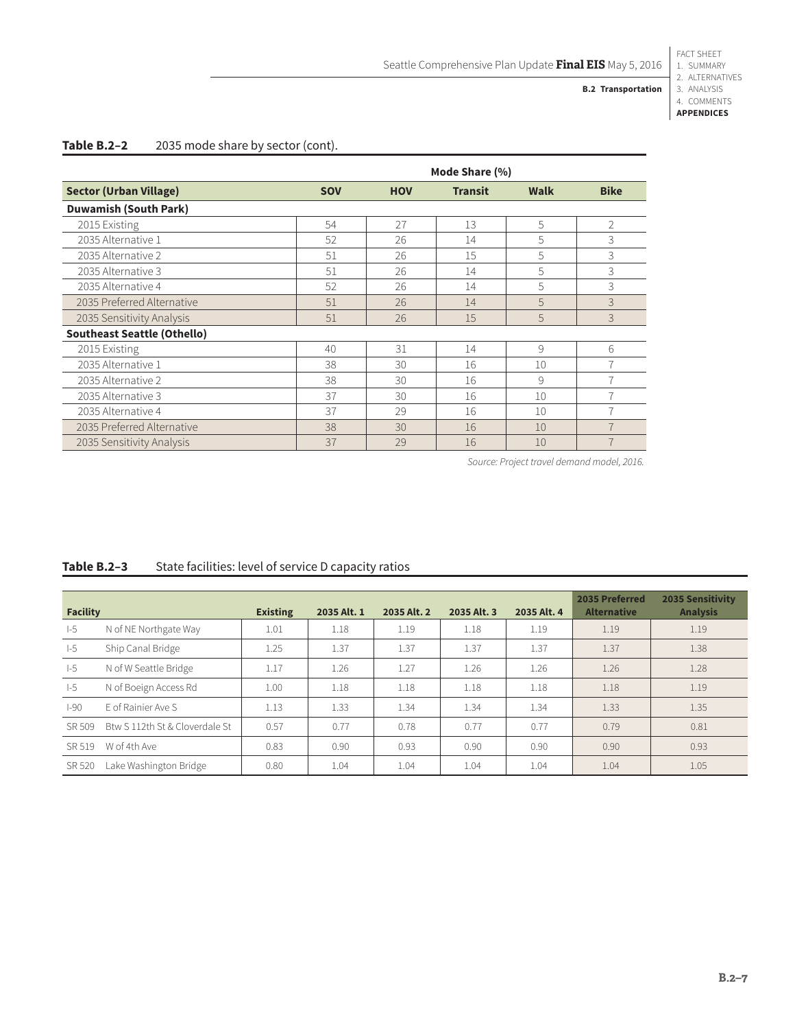**Table B.2–2** 2035 mode share by sector (cont).

| | Mode Share (%) | | | | |
|---|---|---|---|---|---|
| **Sector (Urban Village)** | **SOV** | **HOV** | **Transit** | **Walk** | **Bike** |
| **Duwamish (South Park)** | | | | | |
| 2015 Existing | 54 | 27 | 13 | 5 | 2 |
| 2035 Alternative 1 | 52 | 26 | 14 | 5 | 3 |
| 2035 Alternative 2 | 51 | 26 | 15 | 5 | 3 |
| 2035 Alternative 3 | 51 | 26 | 14 | 5 | 3 |
| 2035 Alternative 4 | 52 | 26 | 14 | 5 | 3 |
| 2035 Preferred Alternative | 51 | 26 | 14 | 5 | 3 |
| 2035 Sensitivity Analysis | 51 | 26 | 15 | 5 | 3 |
| **Southeast Seattle (Othello)** | | | | | |
| 2015 Existing | 40 | 31 | 14 | 9 | 6 |
| 2035 Alternative 1 | 38 | 30 | 16 | 10 | 7 |
| 2035 Alternative 2 | 38 | 30 | 16 | 9 | 7 |
| 2035 Alternative 3 | 37 | 30 | 16 | 10 | 7 |
| 2035 Alternative 4 | 37 | 29 | 16 | 10 | 7 |
| 2035 Preferred Alternative | 38 | 30 | 16 | 10 | 7 |
| 2035 Sensitivity Analysis | 37 | 29 | 16 | 10 | 7 |

*Source: Project travel demand model, 2016.*

**Table B.2–3** State facilities: level of service D capacity ratios

| Facility | | Existing | 2035 Alt. 1 | 2035 Alt. 2 | 2035 Alt. 3 | 2035 Alt. 4 | 2035 Preferred Alternative | 2035 Sensitivity Analysis |
|---|---|---|---|---|---|---|---|---|
| I-5 | N of NE Northgate Way | 1.01 | 1.18 | 1.19 | 1.18 | 1.19 | 1.19 | 1.19 |
| I-5 | Ship Canal Bridge | 1.25 | 1.37 | 1.37 | 1.37 | 1.37 | 1.37 | 1.38 |
| I-5 | N of W Seattle Bridge | 1.17 | 1.26 | 1.27 | 1.26 | 1.26 | 1.26 | 1.28 |
| I-5 | N of Boeign Access Rd | 1.00 | 1.18 | 1.18 | 1.18 | 1.18 | 1.18 | 1.19 |
| I-90 | E of Rainier Ave S | 1.13 | 1.33 | 1.34 | 1.34 | 1.34 | 1.33 | 1.35 |
| SR 509 | Btw S 112th St & Cloverdale St | 0.57 | 0.77 | 0.78 | 0.77 | 0.77 | 0.79 | 0.81 |
| SR 519 | W of 4th Ave | 0.83 | 0.90 | 0.93 | 0.90 | 0.90 | 0.90 | 0.93 |
| SR 520 | Lake Washington Bridge | 0.80 | 1.04 | 1.04 | 1.04 | 1.04 | 1.04 | 1.05 |